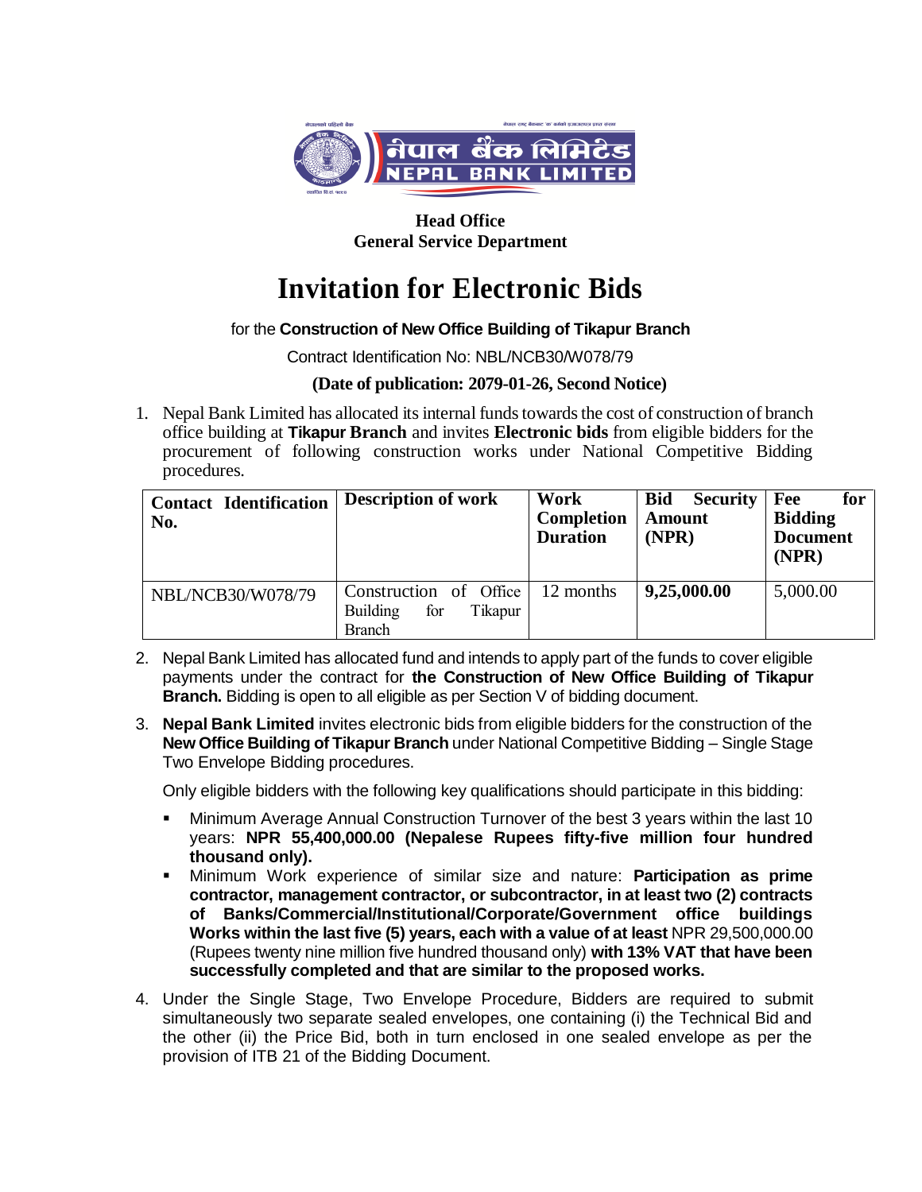**Head Office**
**General Service Department**

# Invitation for Electronic Bids

for the **Construction of New Office Building of Tikapur Branch**

Contract Identification No: NBL/NCB30/W078/79

**(Date of publication: 2079-01-26, Second Notice)**

1. Nepal Bank Limited has allocated its internal funds towards the cost of construction of branch office building at **Tikapur Branch** and invites **Electronic bids** from eligible bidders for the procurement of following construction works under National Competitive Bidding procedures.

| Contact Identification No. | Description of work | Work Completion Duration | Bid Security Amount (NPR) | Fee for Bidding Document (NPR) |
|---|---|---|---|---|
| NBL/NCB30/W078/79 | Construction of Office Building for Tikapur Branch | 12 months | **9,25,000.00** | 5,000.00 |

2. Nepal Bank Limited has allocated fund and intends to apply part of the funds to cover eligible payments under the contract for **the Construction of New Office Building of Tikapur Branch.** Bidding is open to all eligible as per Section V of bidding document.

3. **Nepal Bank Limited** invites electronic bids from eligible bidders for the construction of the **New Office Building of Tikapur Branch** under National Competitive Bidding – Single Stage Two Envelope Bidding procedures.

   Only eligible bidders with the following key qualifications should participate in this bidding:

   - Minimum Average Annual Construction Turnover of the best 3 years within the last 10 years: **NPR 55,400,000.00 (Nepalese Rupees fifty-five million four hundred thousand only).**
   - Minimum Work experience of similar size and nature: **Participation as prime contractor, management contractor, or subcontractor, in at least two (2) contracts of Banks/Commercial/Institutional/Corporate/Government office buildings Works within the last five (5) years, each with a value of at least** NPR 29,500,000.00 (Rupees twenty nine million five hundred thousand only) **with 13% VAT that have been successfully completed and that are similar to the proposed works.**

4. Under the Single Stage, Two Envelope Procedure, Bidders are required to submit simultaneously two separate sealed envelopes, one containing (i) the Technical Bid and the other (ii) the Price Bid, both in turn enclosed in one sealed envelope as per the provision of ITB 21 of the Bidding Document.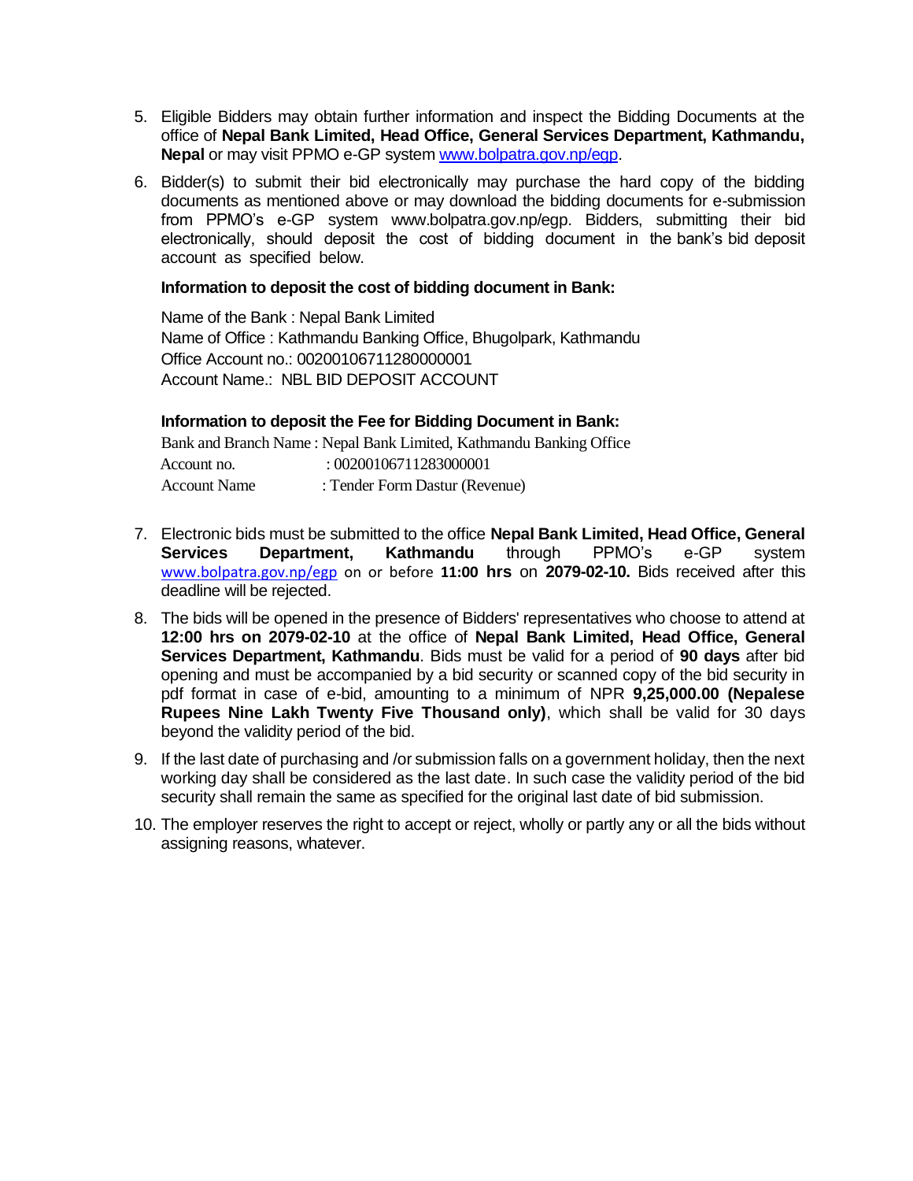5. Eligible Bidders may obtain further information and inspect the Bidding Documents at the office of **Nepal Bank Limited, Head Office, General Services Department, Kathmandu, Nepal** or may visit PPMO e-GP system [www.bolpatra.gov.np/egp](www.bolpatra.gov.np/egp).

6. Bidder(s) to submit their bid electronically may purchase the hard copy of the bidding documents as mentioned above or may download the bidding documents for e-submission from PPMO's e-GP system www.bolpatra.gov.np/egp. Bidders, submitting their bid electronically, should deposit the cost of bidding document in the bank's bid deposit account as specified below.

   **Information to deposit the cost of bidding document in Bank:**

   Name of the Bank : Nepal Bank Limited
   Name of Office : Kathmandu Banking Office, Bhugolpark, Kathmandu
   Office Account no.: 00200106711280000001
   Account Name.: NBL BID DEPOSIT ACCOUNT

   **Information to deposit the Fee for Bidding Document in Bank:**

   Bank and Branch Name : Nepal Bank Limited, Kathmandu Banking Office
   Account no. : 00200106711283000001
   Account Name : Tender Form Dastur (Revenue)

7. Electronic bids must be submitted to the office **Nepal Bank Limited, Head Office, General Services Department, Kathmandu** through PPMO's e-GP system [www.bolpatra.gov.np/egp](www.bolpatra.gov.np/egp) on or before **11:00 hrs** on **2079-02-10.** Bids received after this deadline will be rejected.

8. The bids will be opened in the presence of Bidders' representatives who choose to attend at **12:00 hrs on 2079-02-10** at the office of **Nepal Bank Limited, Head Office, General Services Department, Kathmandu**. Bids must be valid for a period of **90 days** after bid opening and must be accompanied by a bid security or scanned copy of the bid security in pdf format in case of e-bid, amounting to a minimum of NPR **9,25,000.00 (Nepalese Rupees Nine Lakh Twenty Five Thousand only)**, which shall be valid for 30 days beyond the validity period of the bid.

9. If the last date of purchasing and /or submission falls on a government holiday, then the next working day shall be considered as the last date. In such case the validity period of the bid security shall remain the same as specified for the original last date of bid submission.

10. The employer reserves the right to accept or reject, wholly or partly any or all the bids without assigning reasons, whatever.